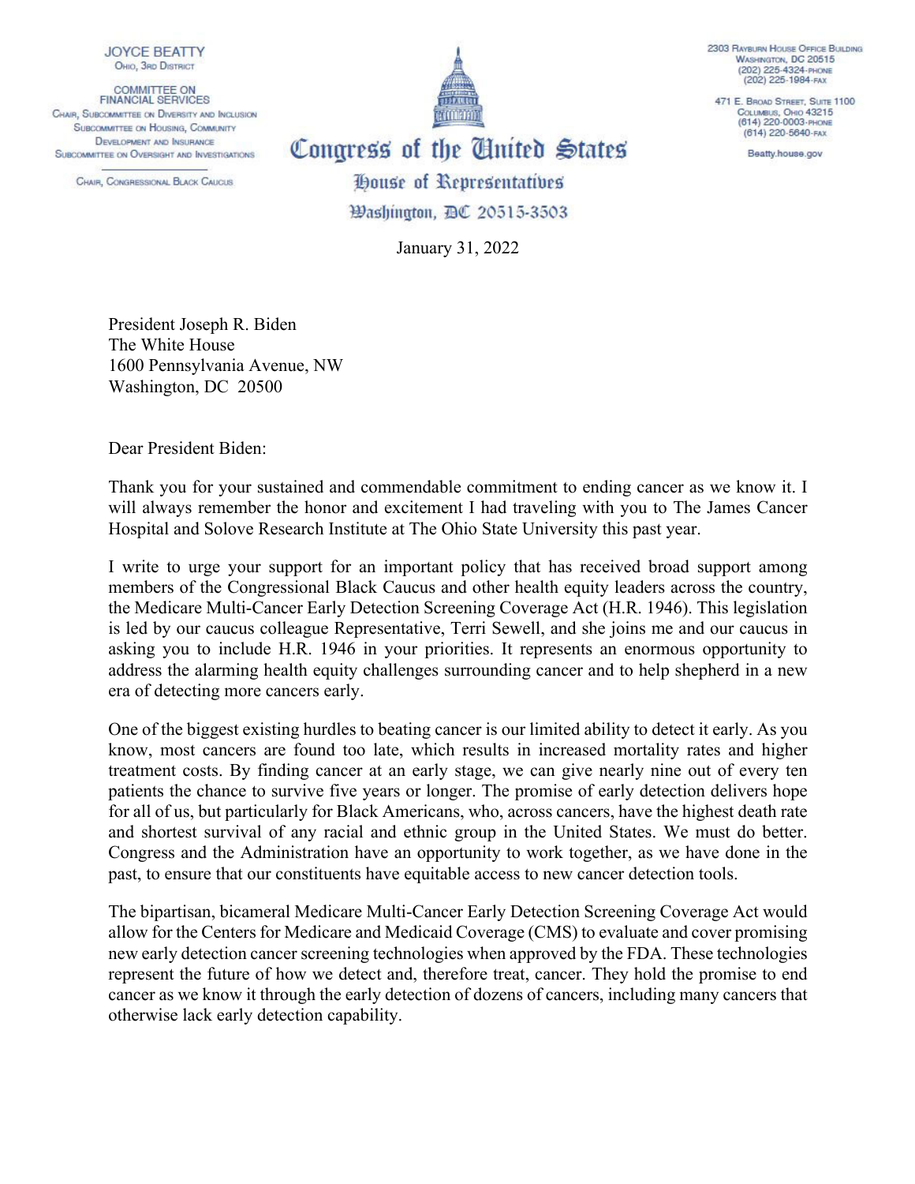JOYCE BEATTY
OHIO, 3RD DISTRICT

COMMITTEE ON
FINANCIAL SERVICES
CHAIR, SUBCOMMITTEE ON DIVERSITY AND INCLUSION
SUBCOMMITTEE ON HOUSING, COMMUNITY DEVELOPMENT AND INSURANCE
SUBCOMMITTEE ON OVERSIGHT AND INVESTIGATIONS

CHAIR, CONGRESSIONAL BLACK CAUCUS

# Congress of the United States
## House of Representatives
### Washington, DC 20515-3503

2303 RAYBURN HOUSE OFFICE BUILDING
WASHINGTON, DC 20515
(202) 225-4324-PHONE
(202) 225-1984-FAX

471 E. BROAD STREET, SUITE 1100
COLUMBUS, OHIO 43215
(614) 220-0003-PHONE
(614) 220-5640-FAX

Beatty.house.gov

January 31, 2022

President Joseph R. Biden
The White House
1600 Pennsylvania Avenue, NW
Washington, DC 20500

Dear President Biden:

Thank you for your sustained and commendable commitment to ending cancer as we know it. I will always remember the honor and excitement I had traveling with you to The James Cancer Hospital and Solove Research Institute at The Ohio State University this past year.

I write to urge your support for an important policy that has received broad support among members of the Congressional Black Caucus and other health equity leaders across the country, the Medicare Multi-Cancer Early Detection Screening Coverage Act (H.R. 1946). This legislation is led by our caucus colleague Representative, Terri Sewell, and she joins me and our caucus in asking you to include H.R. 1946 in your priorities. It represents an enormous opportunity to address the alarming health equity challenges surrounding cancer and to help shepherd in a new era of detecting more cancers early.

One of the biggest existing hurdles to beating cancer is our limited ability to detect it early. As you know, most cancers are found too late, which results in increased mortality rates and higher treatment costs. By finding cancer at an early stage, we can give nearly nine out of every ten patients the chance to survive five years or longer. The promise of early detection delivers hope for all of us, but particularly for Black Americans, who, across cancers, have the highest death rate and shortest survival of any racial and ethnic group in the United States. We must do better. Congress and the Administration have an opportunity to work together, as we have done in the past, to ensure that our constituents have equitable access to new cancer detection tools.

The bipartisan, bicameral Medicare Multi-Cancer Early Detection Screening Coverage Act would allow for the Centers for Medicare and Medicaid Coverage (CMS) to evaluate and cover promising new early detection cancer screening technologies when approved by the FDA. These technologies represent the future of how we detect and, therefore treat, cancer. They hold the promise to end cancer as we know it through the early detection of dozens of cancers, including many cancers that otherwise lack early detection capability.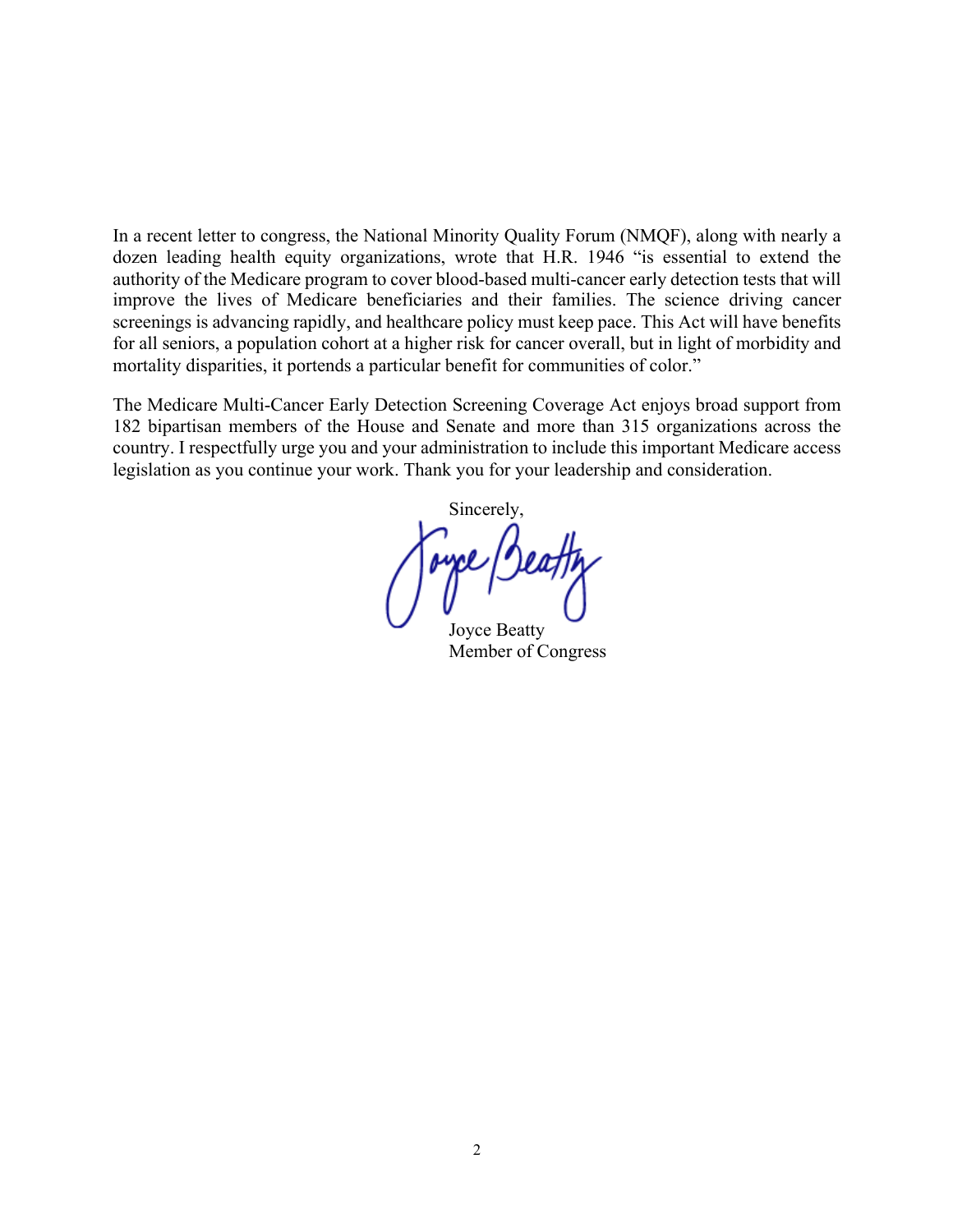In a recent letter to congress, the National Minority Quality Forum (NMQF), along with nearly a dozen leading health equity organizations, wrote that H.R. 1946 "is essential to extend the authority of the Medicare program to cover blood-based multi-cancer early detection tests that will improve the lives of Medicare beneficiaries and their families. The science driving cancer screenings is advancing rapidly, and healthcare policy must keep pace. This Act will have benefits for all seniors, a population cohort at a higher risk for cancer overall, but in light of morbidity and mortality disparities, it portends a particular benefit for communities of color."

The Medicare Multi-Cancer Early Detection Screening Coverage Act enjoys broad support from 182 bipartisan members of the House and Senate and more than 315 organizations across the country. I respectfully urge you and your administration to include this important Medicare access legislation as you continue your work. Thank you for your leadership and consideration.

Sincerely,

Joyce Beatty
Member of Congress